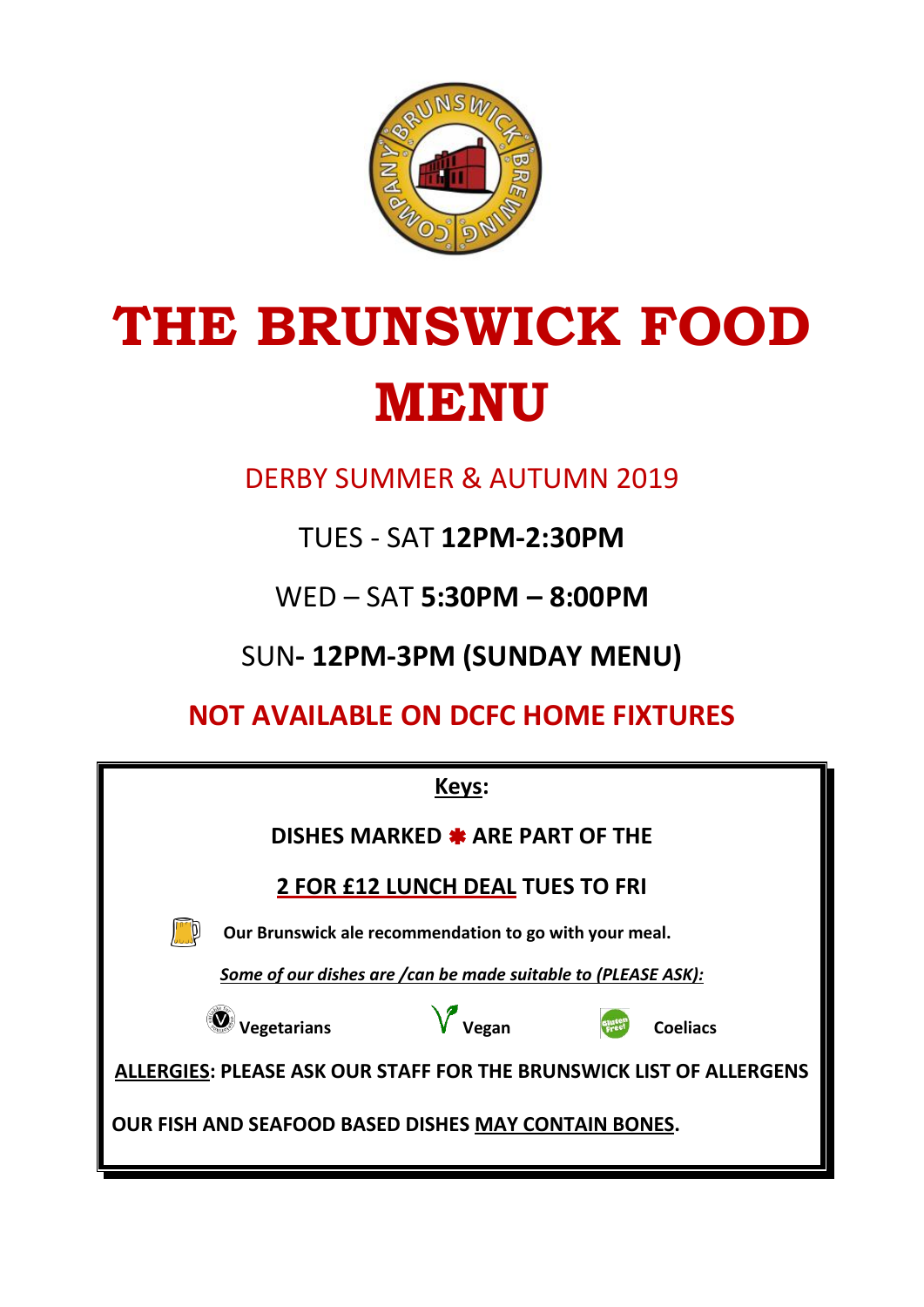# THE BRUNSWICK FOOD MENU

DERBY SUMMER & AUTUMN 2019

TUES - SAT **12PM-2:30PM**

WED – SAT **5:30PM – 8:00PM**

SUN**- 12PM-3PM (SUNDAY MENU)**

**NOT AVAILABLE ON DCFC HOME FIXTURES**

---

**Keys:**

**DISHES MARKED ✱ ARE PART OF THE**

**2 FOR £12 LUNCH DEAL TUES TO FRI**

**Our Brunswick ale recommendation to go with your meal.**

***Some of our dishes are /can be made suitable to (PLEASE ASK):***

**Vegetarians** **Vegan** **Coeliacs**

**ALLERGIES: PLEASE ASK OUR STAFF FOR THE BRUNSWICK LIST OF ALLERGENS**

**OUR FISH AND SEAFOOD BASED DISHES MAY CONTAIN BONES.**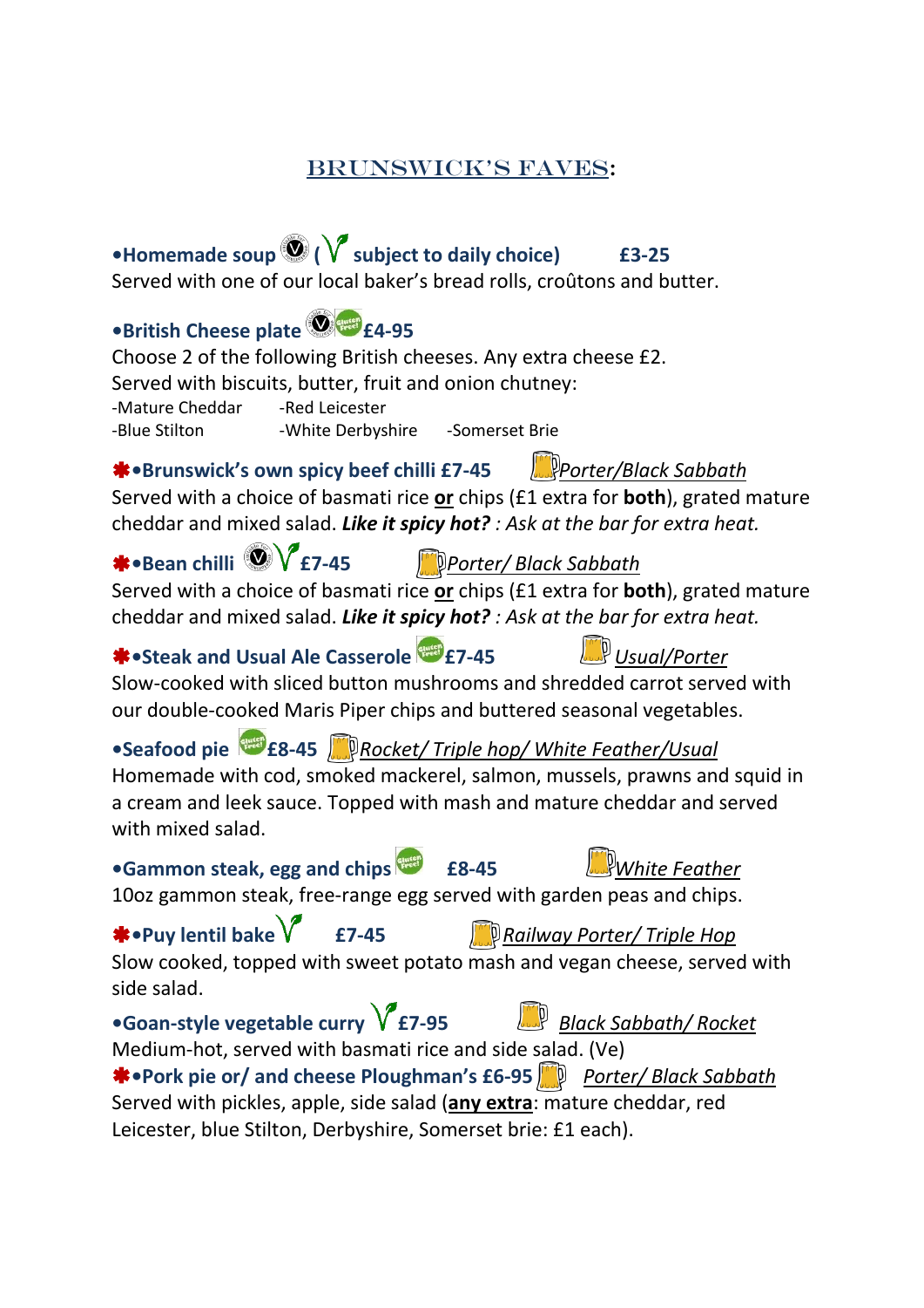## BRUNSWICK'S FAVES:

**•Homemade soup ( subject to daily choice) £3-25**
Served with one of our local baker's bread rolls, croûtons and butter.

**•British Cheese plate £4-95**
Choose 2 of the following British cheeses. Any extra cheese £2.
Served with biscuits, butter, fruit and onion chutney:
-Mature Cheddar -Red Leicester
-Blue Stilton -White Derbyshire -Somerset Brie

**✱•Brunswick's own spicy beef chilli £7-45** *Porter/Black Sabbath*
Served with a choice of basmati rice **or** chips (£1 extra for **both**), grated mature cheddar and mixed salad. ***Like it spicy hot?*** *: Ask at the bar for extra heat.*

**✱•Bean chilli £7-45** *Porter/ Black Sabbath*
Served with a choice of basmati rice **or** chips (£1 extra for **both**), grated mature cheddar and mixed salad. ***Like it spicy hot?*** *: Ask at the bar for extra heat.*

**✱•Steak and Usual Ale Casserole £7-45** *Usual/Porter*
Slow-cooked with sliced button mushrooms and shredded carrot served with our double-cooked Maris Piper chips and buttered seasonal vegetables.

**•Seafood pie £8-45** *Rocket/ Triple hop/ White Feather/Usual*
Homemade with cod, smoked mackerel, salmon, mussels, prawns and squid in a cream and leek sauce. Topped with mash and mature cheddar and served with mixed salad.

**•Gammon steak, egg and chips £8-45** *White Feather*
10oz gammon steak, free-range egg served with garden peas and chips.

**✱•Puy lentil bake £7-45** *Railway Porter/ Triple Hop*
Slow cooked, topped with sweet potato mash and vegan cheese, served with side salad.

**•Goan-style vegetable curry £7-95** *Black Sabbath/ Rocket*
Medium-hot, served with basmati rice and side salad. (Ve)

**✱•Pork pie or/ and cheese Ploughman's £6-95** *Porter/ Black Sabbath*
Served with pickles, apple, side salad (**any extra**: mature cheddar, red Leicester, blue Stilton, Derbyshire, Somerset brie: £1 each).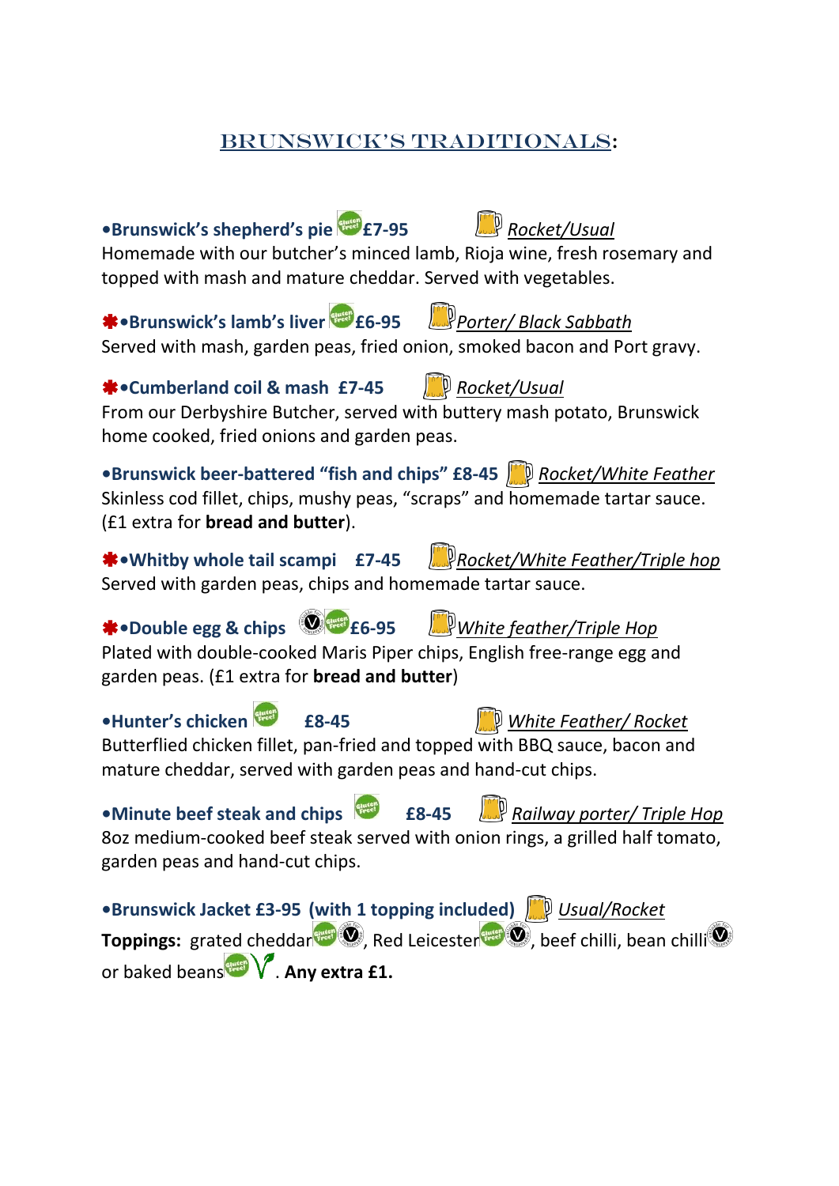## BRUNSWICK'S TRADITIONALS:

**•Brunswick's shepherd's pie £7-95** *Rocket/Usual*
Homemade with our butcher's minced lamb, Rioja wine, fresh rosemary and topped with mash and mature cheddar. Served with vegetables.

**•Brunswick's lamb's liver £6-95** *Porter/ Black Sabbath*
Served with mash, garden peas, fried onion, smoked bacon and Port gravy.

**•Cumberland coil & mash £7-45** *Rocket/Usual*
From our Derbyshire Butcher, served with buttery mash potato, Brunswick home cooked, fried onions and garden peas.

**•Brunswick beer-battered "fish and chips" £8-45** *Rocket/White Feather*
Skinless cod fillet, chips, mushy peas, "scraps" and homemade tartar sauce. (£1 extra for **bread and butter**).

**•Whitby whole tail scampi £7-45** *Rocket/White Feather/Triple hop*
Served with garden peas, chips and homemade tartar sauce.

**•Double egg & chips £6-95** *White feather/Triple Hop*
Plated with double-cooked Maris Piper chips, English free-range egg and garden peas. (£1 extra for **bread and butter**)

**•Hunter's chicken £8-45** *White Feather/ Rocket*
Butterflied chicken fillet, pan-fried and topped with BBQ sauce, bacon and mature cheddar, served with garden peas and hand-cut chips.

**•Minute beef steak and chips £8-45** *Railway porter/ Triple Hop*
8oz medium-cooked beef steak served with onion rings, a grilled half tomato, garden peas and hand-cut chips.

**•Brunswick Jacket £3-95 (with 1 topping included)** *Usual/Rocket*
**Toppings:** grated cheddar, Red Leicester, beef chilli, bean chilli or baked beans. **Any extra £1.**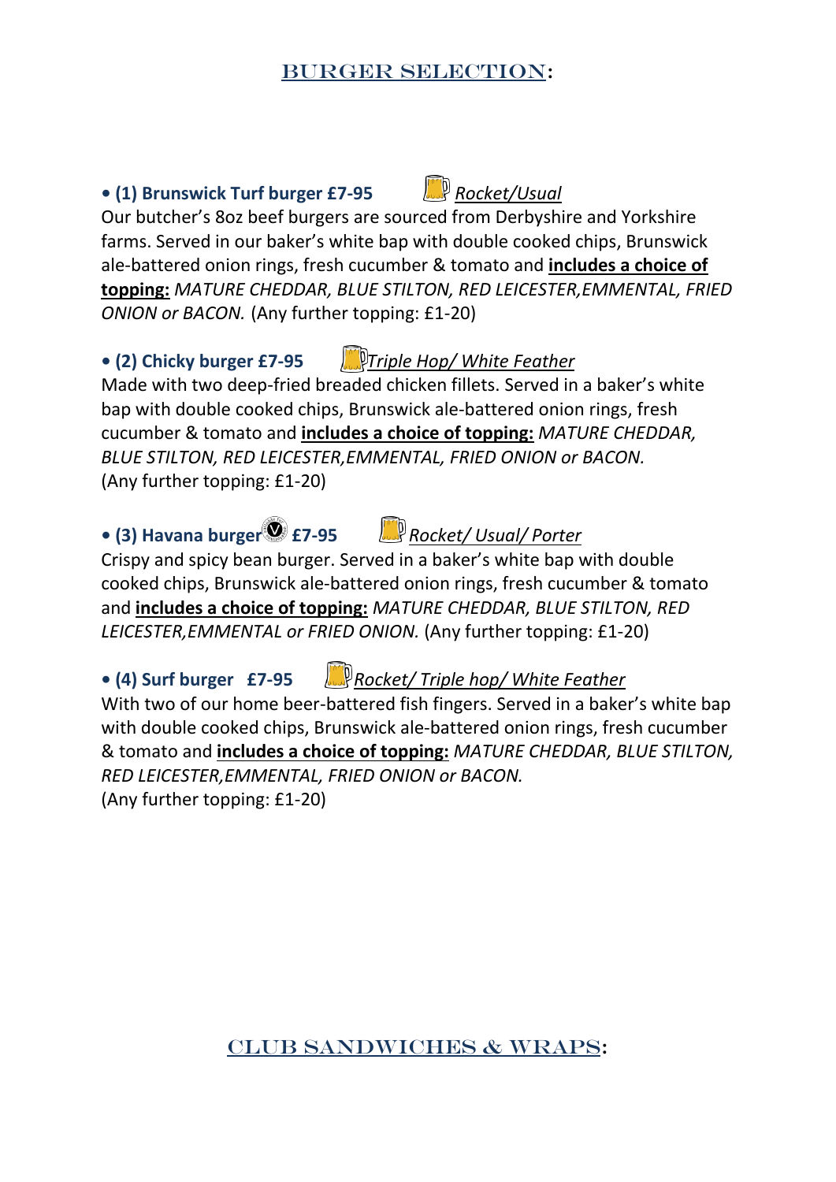## BURGER SELECTION:

- **(1) Brunswick Turf burger £7-95** *Rocket/Usual*
Our butcher's 8oz beef burgers are sourced from Derbyshire and Yorkshire farms. Served in our baker's white bap with double cooked chips, Brunswick ale-battered onion rings, fresh cucumber & tomato and **includes a choice of topping:** *MATURE CHEDDAR, BLUE STILTON, RED LEICESTER,EMMENTAL, FRIED ONION or BACON.* (Any further topping: £1-20)

- **(2) Chicky burger £7-95** *Triple Hop/ White Feather*
Made with two deep-fried breaded chicken fillets. Served in a baker's white bap with double cooked chips, Brunswick ale-battered onion rings, fresh cucumber & tomato and **includes a choice of topping:** *MATURE CHEDDAR, BLUE STILTON, RED LEICESTER,EMMENTAL, FRIED ONION or BACON.* (Any further topping: £1-20)

- **(3) Havana burger (V) £7-95** *Rocket/ Usual/ Porter*
Crispy and spicy bean burger. Served in a baker's white bap with double cooked chips, Brunswick ale-battered onion rings, fresh cucumber & tomato and **includes a choice of topping:** *MATURE CHEDDAR, BLUE STILTON, RED LEICESTER,EMMENTAL or FRIED ONION.* (Any further topping: £1-20)

- **(4) Surf burger £7-95** *Rocket/ Triple hop/ White Feather*
With two of our home beer-battered fish fingers. Served in a baker's white bap with double cooked chips, Brunswick ale-battered onion rings, fresh cucumber & tomato and **includes a choice of topping:** *MATURE CHEDDAR, BLUE STILTON, RED LEICESTER,EMMENTAL, FRIED ONION or BACON.* (Any further topping: £1-20)

## CLUB SANDWICHES & WRAPS: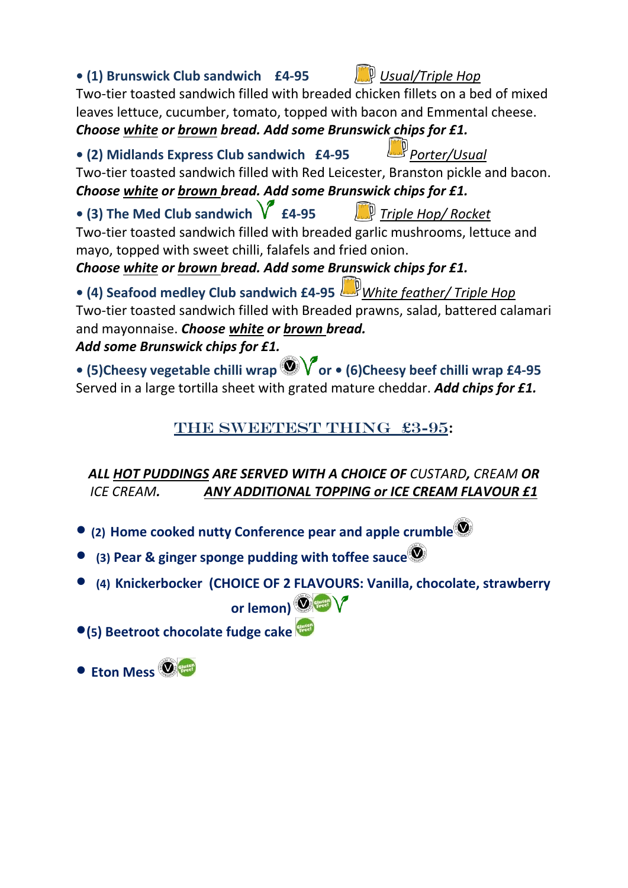- **(1) Brunswick Club sandwich £4-95** *Usual/Triple Hop*

Two-tier toasted sandwich filled with breaded chicken fillets on a bed of mixed leaves lettuce, cucumber, tomato, topped with bacon and Emmental cheese. ***Choose white or brown bread. Add some Brunswick chips for £1.***

- **(2) Midlands Express Club sandwich £4-95** *Porter/Usual*

Two-tier toasted sandwich filled with Red Leicester, Branston pickle and bacon. ***Choose white or brown bread. Add some Brunswick chips for £1.***

- **(3) The Med Club sandwich £4-95** *Triple Hop/ Rocket*

Two-tier toasted sandwich filled with breaded garlic mushrooms, lettuce and mayo, topped with sweet chilli, falafels and fried onion. ***Choose white or brown bread. Add some Brunswick chips for £1.***

- **(4) Seafood medley Club sandwich £4-95** *White feather/ Triple Hop*

Two-tier toasted sandwich filled with Breaded prawns, salad, battered calamari and mayonnaise. ***Choose white or brown bread. Add some Brunswick chips for £1.***

- **(5)Cheesy vegetable chilli wrap or • (6)Cheesy beef chilli wrap £4-95**

Served in a large tortilla sheet with grated mature cheddar. ***Add chips for £1.***

## THE SWEETEST THING £3-95:

***ALL HOT PUDDINGS ARE SERVED WITH A CHOICE OF** CUSTARD, CREAM **OR** ICE CREAM.* ***ANY ADDITIONAL TOPPING or ICE CREAM FLAVOUR £1***

- **(2) Home cooked nutty Conference pear and apple crumble**
- **(3) Pear & ginger sponge pudding with toffee sauce**
- **(4) Knickerbocker (CHOICE OF 2 FLAVOURS: Vanilla, chocolate, strawberry or lemon)**
- **(5) Beetroot chocolate fudge cake**
- **Eton Mess**